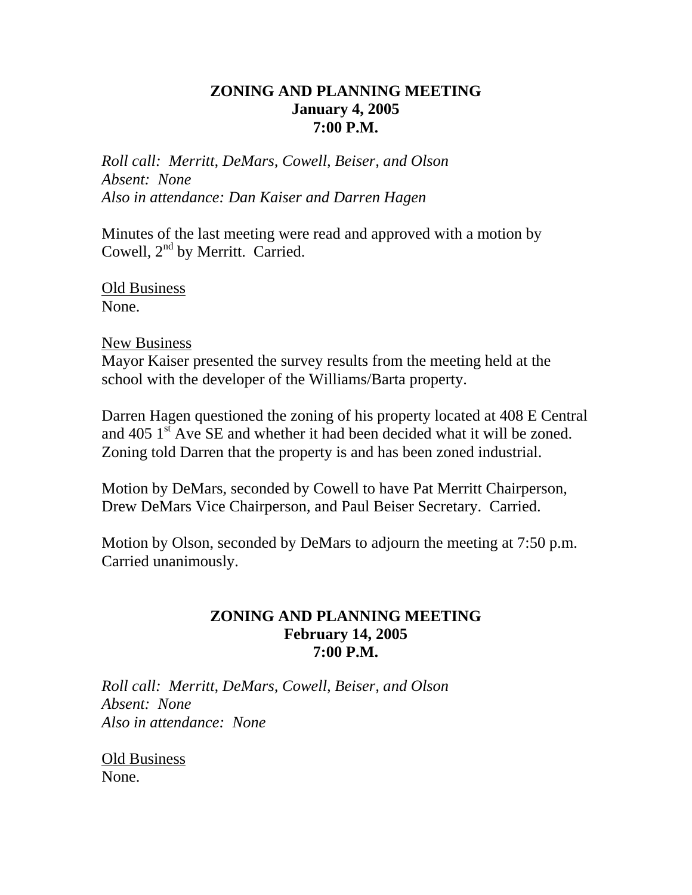## ZONING AND PLANNING MEETING
## January 4, 2005
## 7:00 P.M.

*Roll call: Merritt, DeMars, Cowell, Beiser, and Olson*
*Absent: None*
*Also in attendance: Dan Kaiser and Darren Hagen*

Minutes of the last meeting were read and approved with a motion by Cowell, 2nd by Merritt. Carried.

<u>Old Business</u>
None.

<u>New Business</u>
Mayor Kaiser presented the survey results from the meeting held at the school with the developer of the Williams/Barta property.

Darren Hagen questioned the zoning of his property located at 408 E Central and 405 1st Ave SE and whether it had been decided what it will be zoned. Zoning told Darren that the property is and has been zoned industrial.

Motion by DeMars, seconded by Cowell to have Pat Merritt Chairperson, Drew DeMars Vice Chairperson, and Paul Beiser Secretary. Carried.

Motion by Olson, seconded by DeMars to adjourn the meeting at 7:50 p.m. Carried unanimously.

## ZONING AND PLANNING MEETING
## February 14, 2005
## 7:00 P.M.

*Roll call: Merritt, DeMars, Cowell, Beiser, and Olson*
*Absent: None*
*Also in attendance: None*

<u>Old Business</u>
None.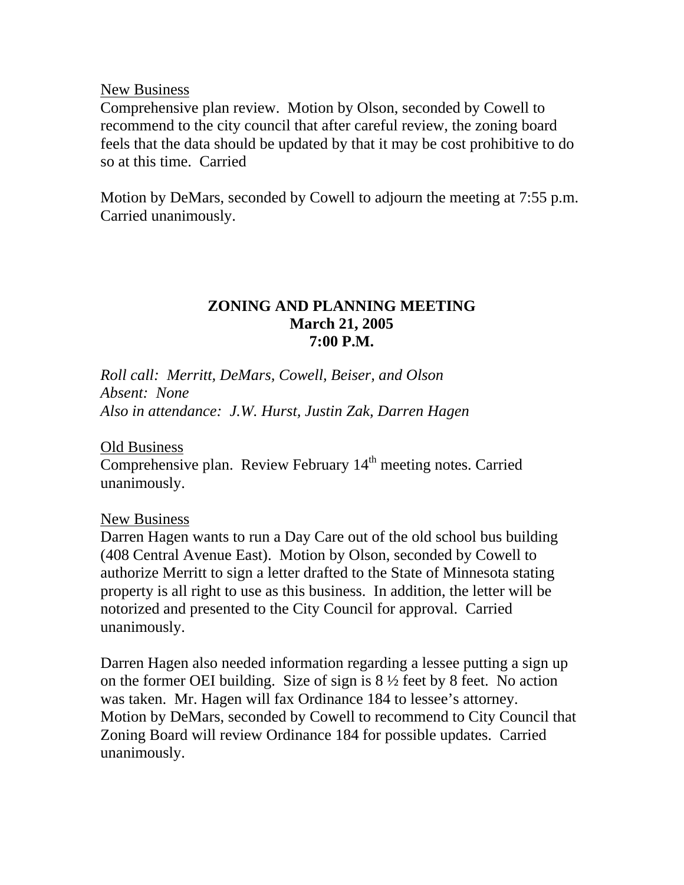<u>New Business</u>

Comprehensive plan review. Motion by Olson, seconded by Cowell to recommend to the city council that after careful review, the zoning board feels that the data should be updated by that it may be cost prohibitive to do so at this time. Carried

Motion by DeMars, seconded by Cowell to adjourn the meeting at 7:55 p.m. Carried unanimously.

**ZONING AND PLANNING MEETING**
**March 21, 2005**
**7:00 P.M.**

*Roll call: Merritt, DeMars, Cowell, Beiser, and Olson*
*Absent: None*
*Also in attendance: J.W. Hurst, Justin Zak, Darren Hagen*

<u>Old Business</u>

Comprehensive plan. Review February 14th meeting notes. Carried unanimously.

<u>New Business</u>

Darren Hagen wants to run a Day Care out of the old school bus building (408 Central Avenue East). Motion by Olson, seconded by Cowell to authorize Merritt to sign a letter drafted to the State of Minnesota stating property is all right to use as this business. In addition, the letter will be notorized and presented to the City Council for approval. Carried unanimously.

Darren Hagen also needed information regarding a lessee putting a sign up on the former OEI building. Size of sign is 8 ½ feet by 8 feet. No action was taken. Mr. Hagen will fax Ordinance 184 to lessee's attorney. Motion by DeMars, seconded by Cowell to recommend to City Council that Zoning Board will review Ordinance 184 for possible updates. Carried unanimously.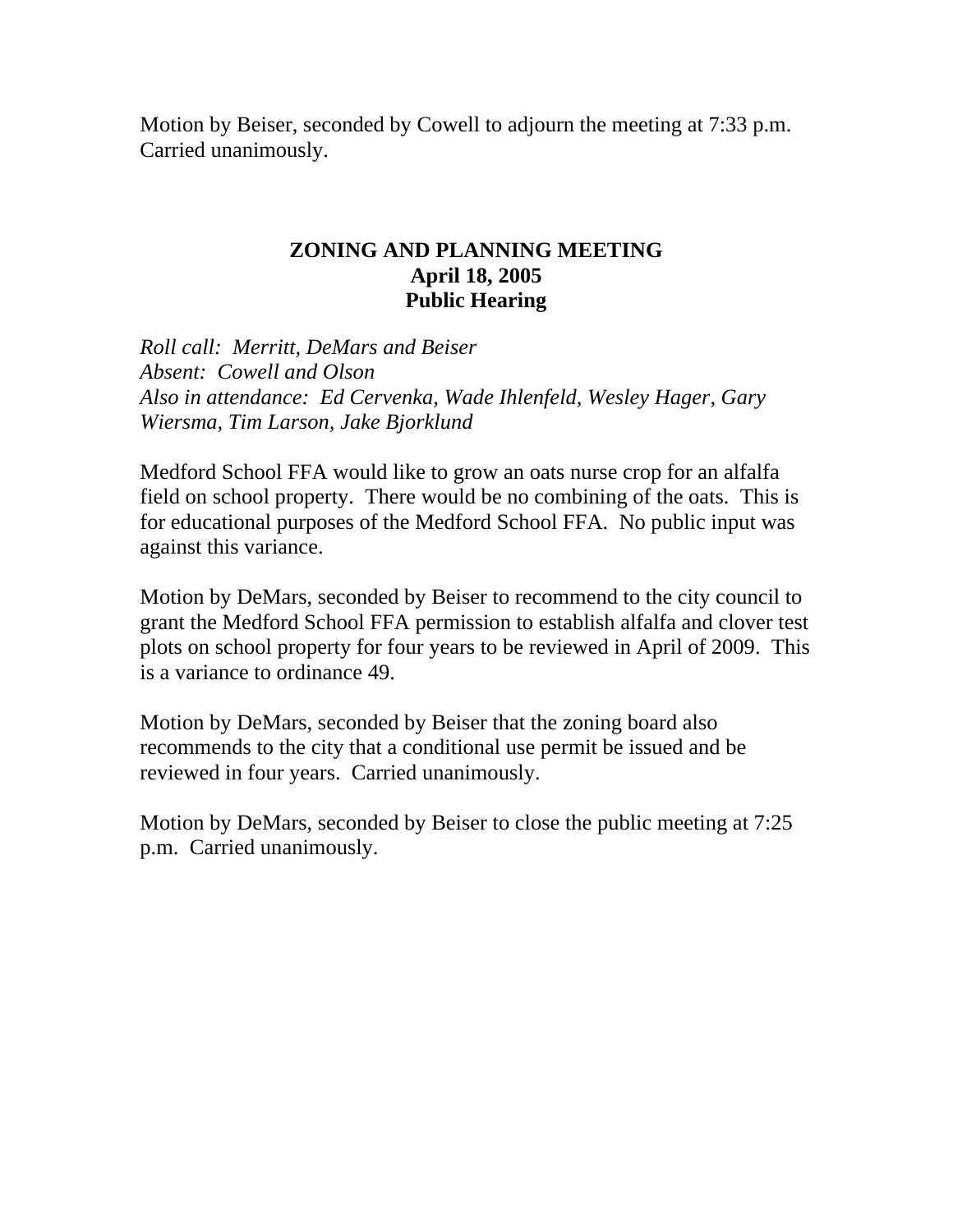Motion by Beiser, seconded by Cowell to adjourn the meeting at 7:33 p.m. Carried unanimously.

**ZONING AND PLANNING MEETING**
**April 18, 2005**
**Public Hearing**

*Roll call: Merritt, DeMars and Beiser*
*Absent: Cowell and Olson*
*Also in attendance: Ed Cervenka, Wade Ihlenfeld, Wesley Hager, Gary Wiersma, Tim Larson, Jake Bjorklund*

Medford School FFA would like to grow an oats nurse crop for an alfalfa field on school property. There would be no combining of the oats. This is for educational purposes of the Medford School FFA. No public input was against this variance.

Motion by DeMars, seconded by Beiser to recommend to the city council to grant the Medford School FFA permission to establish alfalfa and clover test plots on school property for four years to be reviewed in April of 2009. This is a variance to ordinance 49.

Motion by DeMars, seconded by Beiser that the zoning board also recommends to the city that a conditional use permit be issued and be reviewed in four years. Carried unanimously.

Motion by DeMars, seconded by Beiser to close the public meeting at 7:25 p.m. Carried unanimously.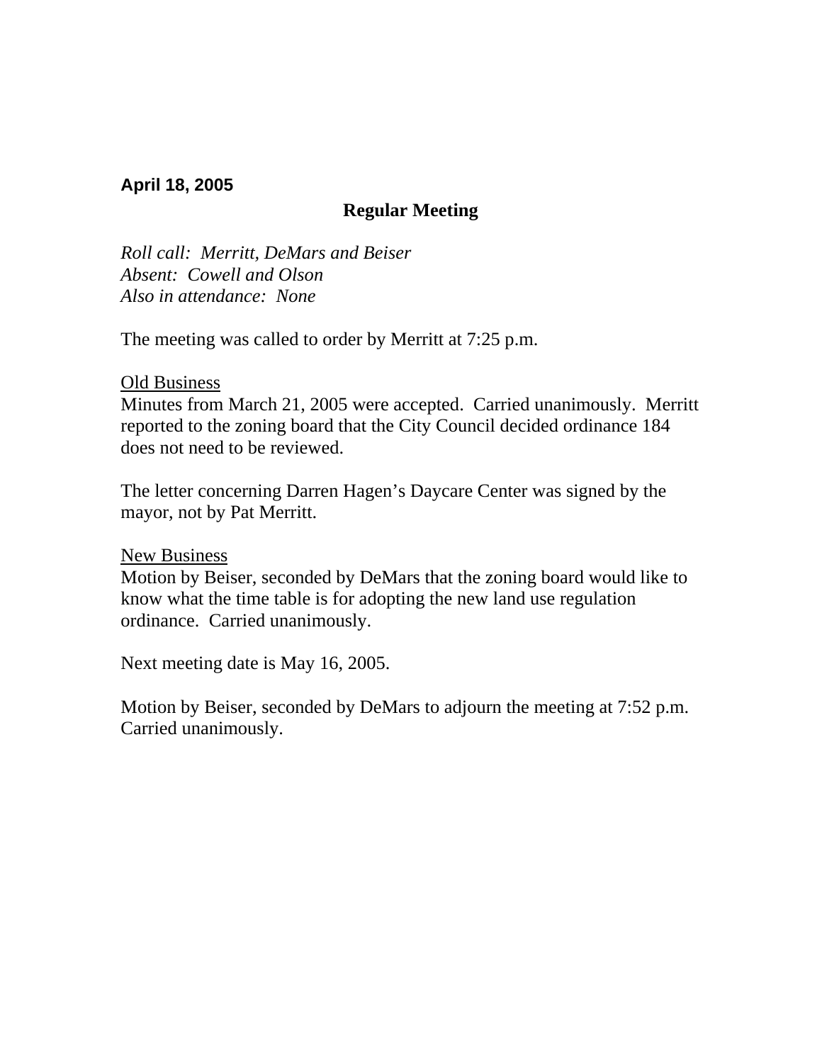**April 18, 2005**

## Regular Meeting

*Roll call: Merritt, DeMars and Beiser*
*Absent: Cowell and Olson*
*Also in attendance: None*

The meeting was called to order by Merritt at 7:25 p.m.

<u>Old Business</u>
Minutes from March 21, 2005 were accepted. Carried unanimously. Merritt reported to the zoning board that the City Council decided ordinance 184 does not need to be reviewed.

The letter concerning Darren Hagen's Daycare Center was signed by the mayor, not by Pat Merritt.

<u>New Business</u>
Motion by Beiser, seconded by DeMars that the zoning board would like to know what the time table is for adopting the new land use regulation ordinance. Carried unanimously.

Next meeting date is May 16, 2005.

Motion by Beiser, seconded by DeMars to adjourn the meeting at 7:52 p.m. Carried unanimously.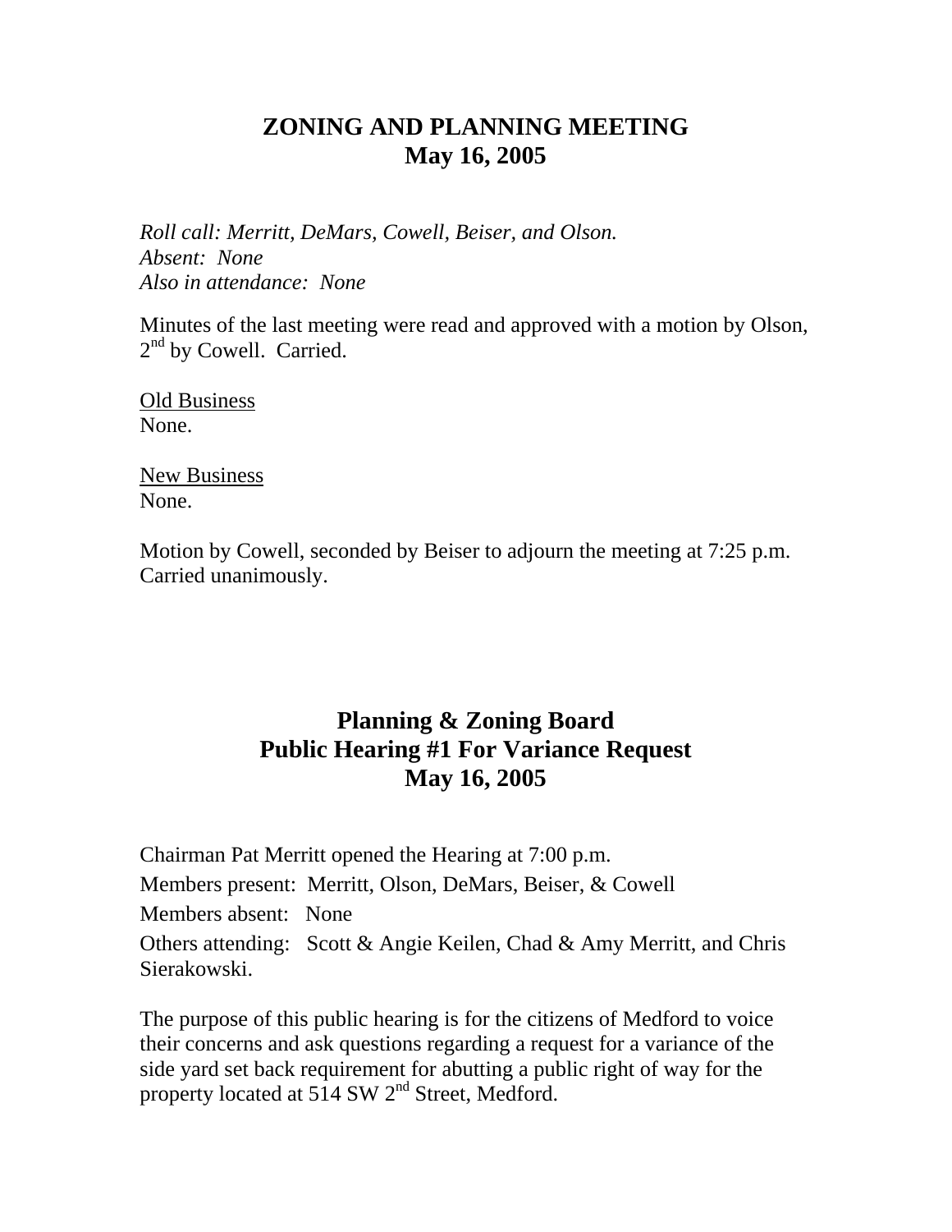# ZONING AND PLANNING MEETING
# May 16, 2005

*Roll call: Merritt, DeMars, Cowell, Beiser, and Olson.*
*Absent: None*
*Also in attendance: None*

Minutes of the last meeting were read and approved with a motion by Olson, 2nd by Cowell. Carried.

Old Business
None.

New Business
None.

Motion by Cowell, seconded by Beiser to adjourn the meeting at 7:25 p.m. Carried unanimously.

# Planning & Zoning Board
# Public Hearing #1 For Variance Request
# May 16, 2005

Chairman Pat Merritt opened the Hearing at 7:00 p.m.

Members present: Merritt, Olson, DeMars, Beiser, & Cowell

Members absent: None

Others attending: Scott & Angie Keilen, Chad & Amy Merritt, and Chris Sierakowski.

The purpose of this public hearing is for the citizens of Medford to voice their concerns and ask questions regarding a request for a variance of the side yard set back requirement for abutting a public right of way for the property located at 514 SW 2nd Street, Medford.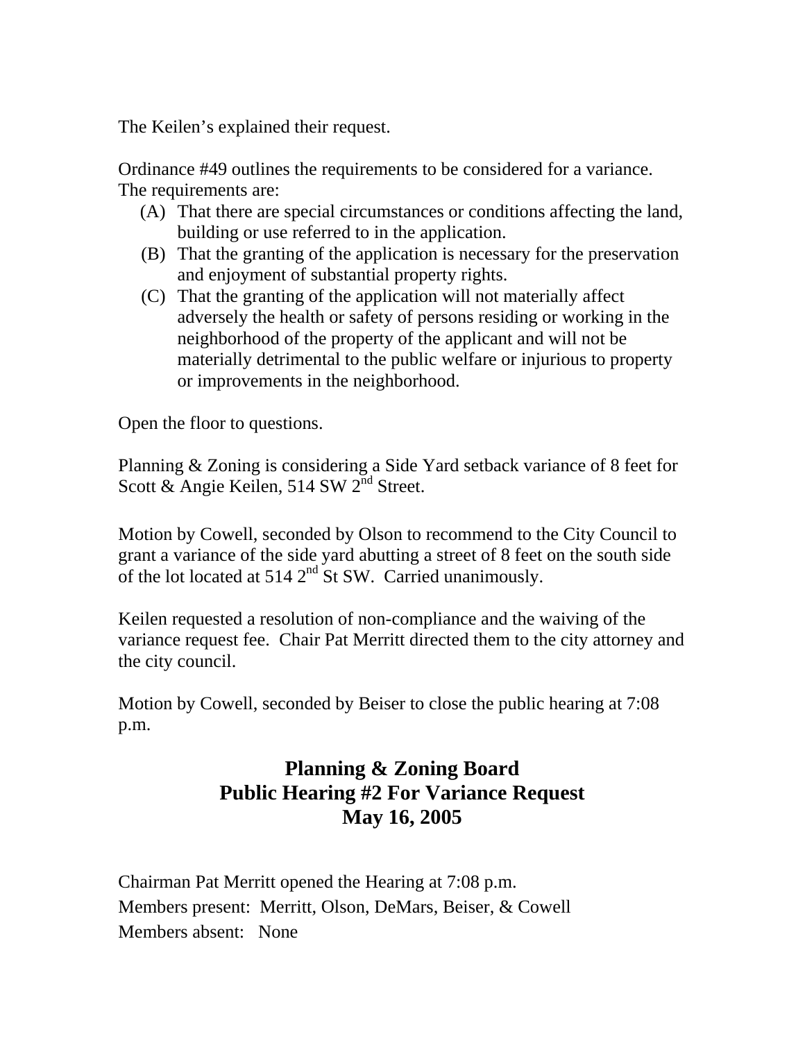The Keilen's explained their request.

Ordinance #49 outlines the requirements to be considered for a variance. The requirements are:

(A) That there are special circumstances or conditions affecting the land, building or use referred to in the application.

(B) That the granting of the application is necessary for the preservation and enjoyment of substantial property rights.

(C) That the granting of the application will not materially affect adversely the health or safety of persons residing or working in the neighborhood of the property of the applicant and will not be materially detrimental to the public welfare or injurious to property or improvements in the neighborhood.

Open the floor to questions.

Planning & Zoning is considering a Side Yard setback variance of 8 feet for Scott & Angie Keilen, 514 SW 2nd Street.

Motion by Cowell, seconded by Olson to recommend to the City Council to grant a variance of the side yard abutting a street of 8 feet on the south side of the lot located at 514 2nd St SW. Carried unanimously.

Keilen requested a resolution of non-compliance and the waiving of the variance request fee. Chair Pat Merritt directed them to the city attorney and the city council.

Motion by Cowell, seconded by Beiser to close the public hearing at 7:08 p.m.

## Planning & Zoning Board
## Public Hearing #2 For Variance Request
## May 16, 2005

Chairman Pat Merritt opened the Hearing at 7:08 p.m.

Members present: Merritt, Olson, DeMars, Beiser, & Cowell

Members absent: None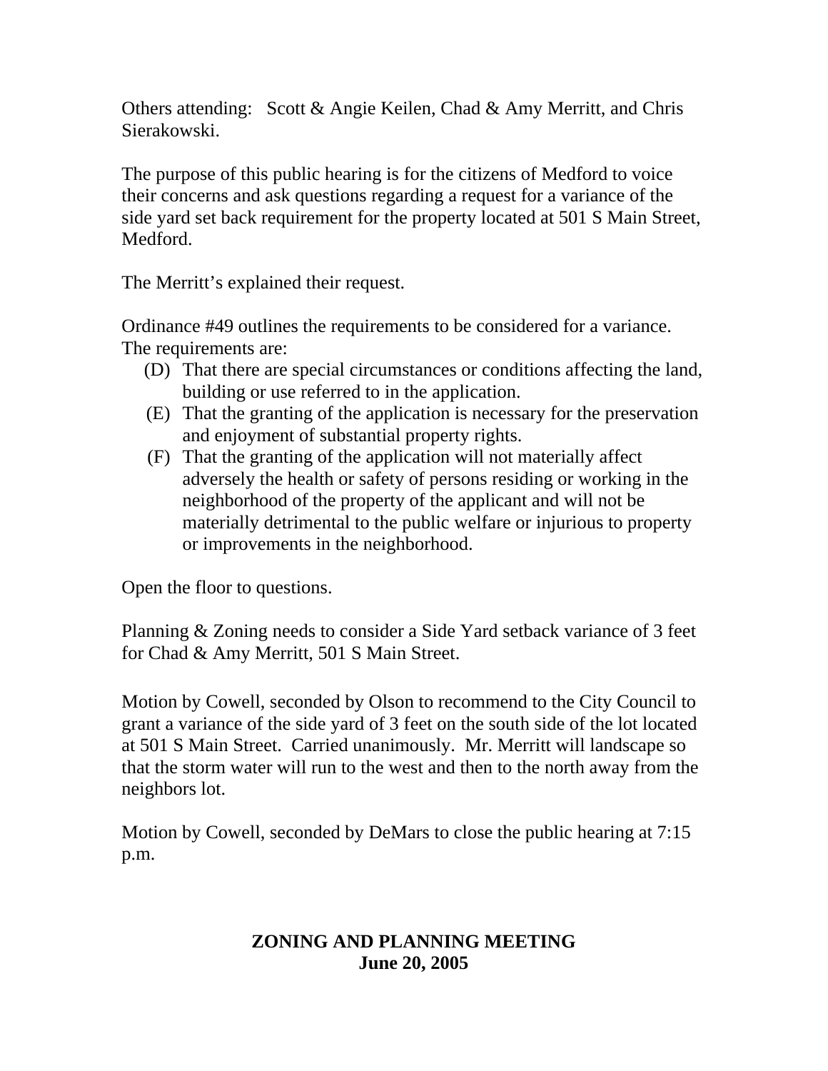Others attending: Scott & Angie Keilen, Chad & Amy Merritt, and Chris Sierakowski.

The purpose of this public hearing is for the citizens of Medford to voice their concerns and ask questions regarding a request for a variance of the side yard set back requirement for the property located at 501 S Main Street, Medford.

The Merritt's explained their request.

Ordinance #49 outlines the requirements to be considered for a variance. The requirements are:

(D) That there are special circumstances or conditions affecting the land, building or use referred to in the application.

(E) That the granting of the application is necessary for the preservation and enjoyment of substantial property rights.

(F) That the granting of the application will not materially affect adversely the health or safety of persons residing or working in the neighborhood of the property of the applicant and will not be materially detrimental to the public welfare or injurious to property or improvements in the neighborhood.

Open the floor to questions.

Planning & Zoning needs to consider a Side Yard setback variance of 3 feet for Chad & Amy Merritt, 501 S Main Street.

Motion by Cowell, seconded by Olson to recommend to the City Council to grant a variance of the side yard of 3 feet on the south side of the lot located at 501 S Main Street. Carried unanimously. Mr. Merritt will landscape so that the storm water will run to the west and then to the north away from the neighbors lot.

Motion by Cowell, seconded by DeMars to close the public hearing at 7:15 p.m.

**ZONING AND PLANNING MEETING**
**June 20, 2005**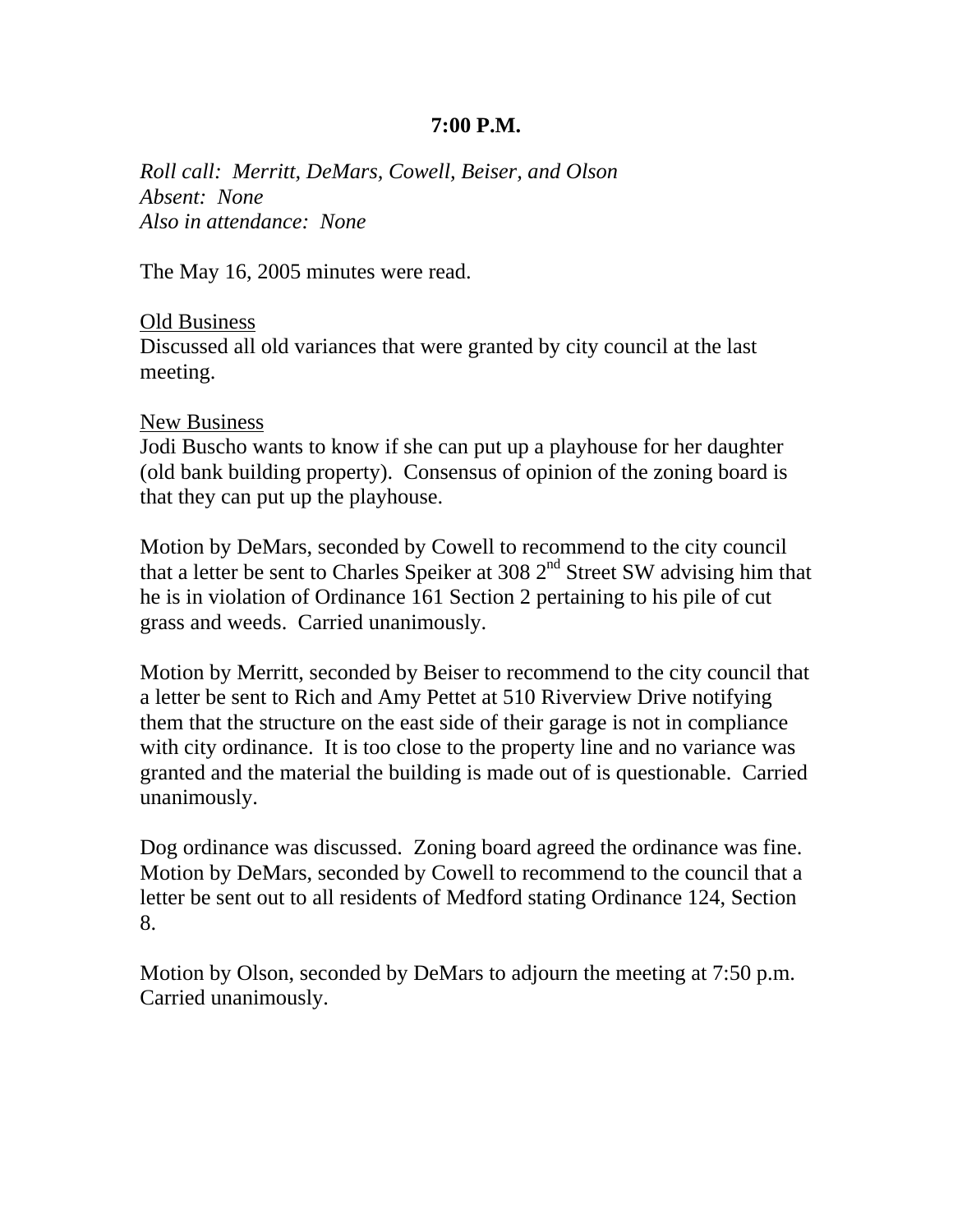**7:00 P.M.**

*Roll call: Merritt, DeMars, Cowell, Beiser, and Olson*
*Absent: None*
*Also in attendance: None*

The May 16, 2005 minutes were read.

Old Business
Discussed all old variances that were granted by city council at the last meeting.

New Business
Jodi Buscho wants to know if she can put up a playhouse for her daughter (old bank building property). Consensus of opinion of the zoning board is that they can put up the playhouse.

Motion by DeMars, seconded by Cowell to recommend to the city council that a letter be sent to Charles Speiker at 308 2nd Street SW advising him that he is in violation of Ordinance 161 Section 2 pertaining to his pile of cut grass and weeds. Carried unanimously.

Motion by Merritt, seconded by Beiser to recommend to the city council that a letter be sent to Rich and Amy Pettet at 510 Riverview Drive notifying them that the structure on the east side of their garage is not in compliance with city ordinance. It is too close to the property line and no variance was granted and the material the building is made out of is questionable. Carried unanimously.

Dog ordinance was discussed. Zoning board agreed the ordinance was fine. Motion by DeMars, seconded by Cowell to recommend to the council that a letter be sent out to all residents of Medford stating Ordinance 124, Section 8.

Motion by Olson, seconded by DeMars to adjourn the meeting at 7:50 p.m. Carried unanimously.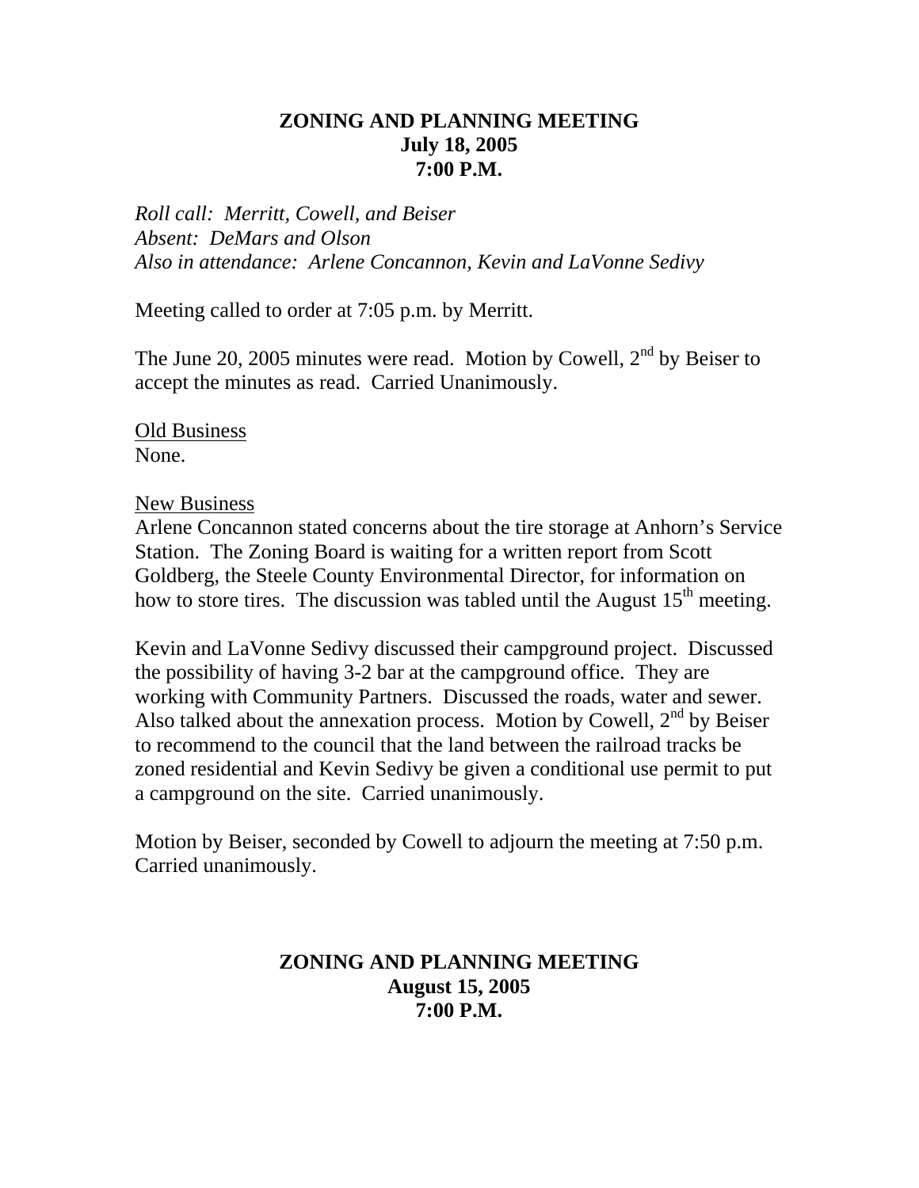**ZONING AND PLANNING MEETING**
**July 18, 2005**
**7:00 P.M.**

*Roll call: Merritt, Cowell, and Beiser*
*Absent: DeMars and Olson*
*Also in attendance: Arlene Concannon, Kevin and LaVonne Sedivy*

Meeting called to order at 7:05 p.m. by Merritt.

The June 20, 2005 minutes were read. Motion by Cowell, 2nd by Beiser to accept the minutes as read. Carried Unanimously.

<u>Old Business</u>
None.

<u>New Business</u>
Arlene Concannon stated concerns about the tire storage at Anhorn's Service Station. The Zoning Board is waiting for a written report from Scott Goldberg, the Steele County Environmental Director, for information on how to store tires. The discussion was tabled until the August 15th meeting.

Kevin and LaVonne Sedivy discussed their campground project. Discussed the possibility of having 3-2 bar at the campground office. They are working with Community Partners. Discussed the roads, water and sewer. Also talked about the annexation process. Motion by Cowell, 2nd by Beiser to recommend to the council that the land between the railroad tracks be zoned residential and Kevin Sedivy be given a conditional use permit to put a campground on the site. Carried unanimously.

Motion by Beiser, seconded by Cowell to adjourn the meeting at 7:50 p.m. Carried unanimously.

**ZONING AND PLANNING MEETING**
**August 15, 2005**
**7:00 P.M.**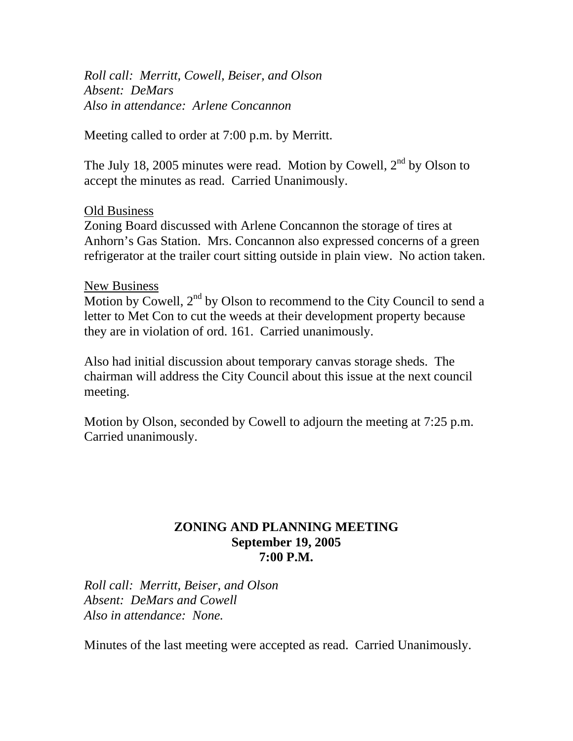*Roll call: Merritt, Cowell, Beiser, and Olson*
*Absent: DeMars*
*Also in attendance: Arlene Concannon*

Meeting called to order at 7:00 p.m. by Merritt.

The July 18, 2005 minutes were read. Motion by Cowell, 2nd by Olson to accept the minutes as read. Carried Unanimously.

<u>Old Business</u>
Zoning Board discussed with Arlene Concannon the storage of tires at Anhorn's Gas Station. Mrs. Concannon also expressed concerns of a green refrigerator at the trailer court sitting outside in plain view. No action taken.

<u>New Business</u>
Motion by Cowell, 2nd by Olson to recommend to the City Council to send a letter to Met Con to cut the weeds at their development property because they are in violation of ord. 161. Carried unanimously.

Also had initial discussion about temporary canvas storage sheds. The chairman will address the City Council about this issue at the next council meeting.

Motion by Olson, seconded by Cowell to adjourn the meeting at 7:25 p.m. Carried unanimously.

## ZONING AND PLANNING MEETING
## September 19, 2005
## 7:00 P.M.

*Roll call: Merritt, Beiser, and Olson*
*Absent: DeMars and Cowell*
*Also in attendance: None.*

Minutes of the last meeting were accepted as read. Carried Unanimously.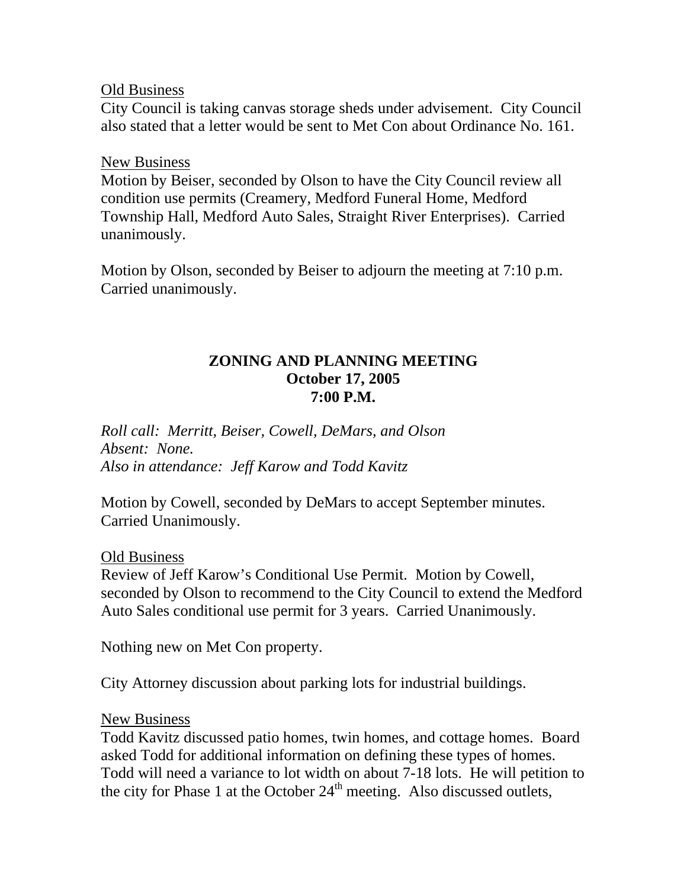<u>Old Business</u>

City Council is taking canvas storage sheds under advisement. City Council also stated that a letter would be sent to Met Con about Ordinance No. 161.

<u>New Business</u>

Motion by Beiser, seconded by Olson to have the City Council review all condition use permits (Creamery, Medford Funeral Home, Medford Township Hall, Medford Auto Sales, Straight River Enterprises). Carried unanimously.

Motion by Olson, seconded by Beiser to adjourn the meeting at 7:10 p.m. Carried unanimously.

## ZONING AND PLANNING MEETING
## October 17, 2005
## 7:00 P.M.

*Roll call: Merritt, Beiser, Cowell, DeMars, and Olson*
*Absent: None.*
*Also in attendance: Jeff Karow and Todd Kavitz*

Motion by Cowell, seconded by DeMars to accept September minutes. Carried Unanimously.

<u>Old Business</u>

Review of Jeff Karow's Conditional Use Permit. Motion by Cowell, seconded by Olson to recommend to the City Council to extend the Medford Auto Sales conditional use permit for 3 years. Carried Unanimously.

Nothing new on Met Con property.

City Attorney discussion about parking lots for industrial buildings.

<u>New Business</u>

Todd Kavitz discussed patio homes, twin homes, and cottage homes. Board asked Todd for additional information on defining these types of homes. Todd will need a variance to lot width on about 7-18 lots. He will petition to the city for Phase 1 at the October 24th meeting. Also discussed outlets,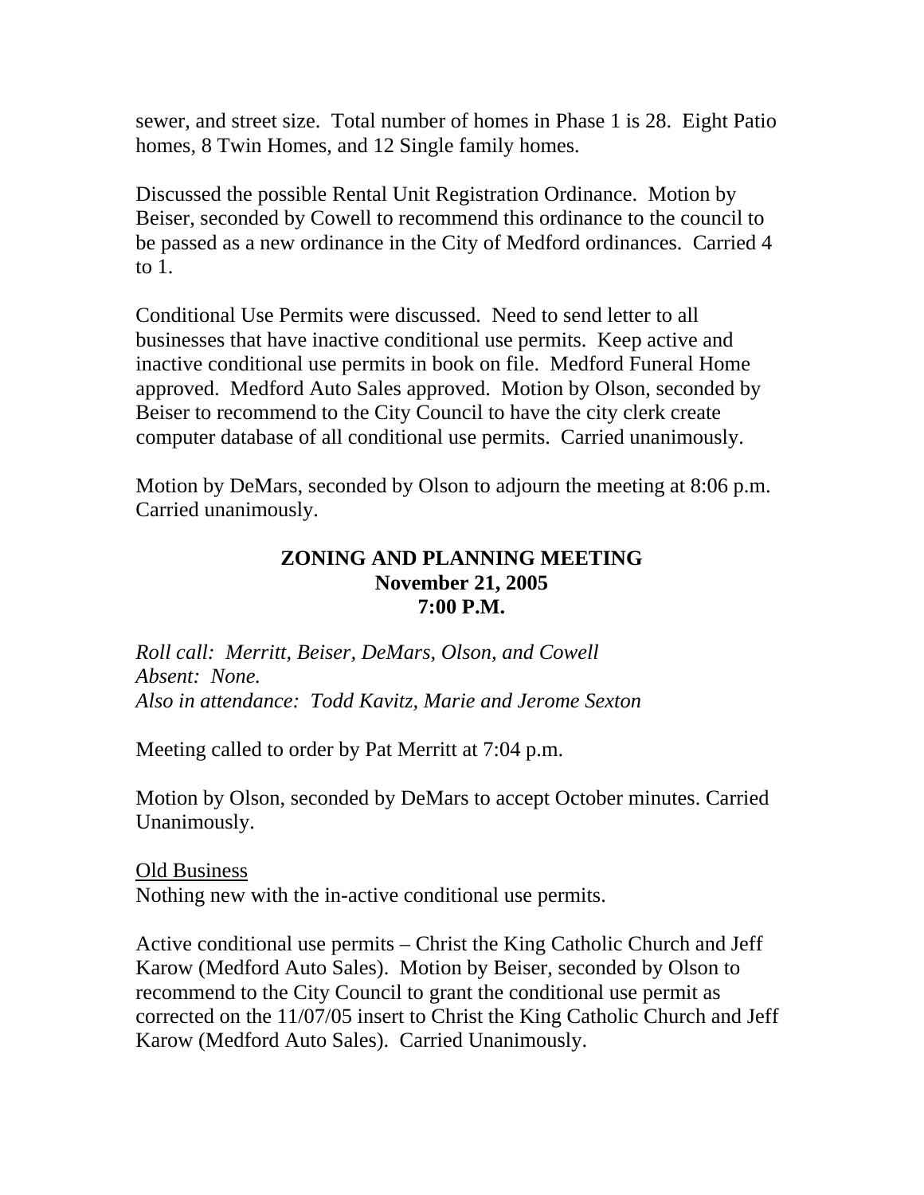sewer, and street size. Total number of homes in Phase 1 is 28. Eight Patio homes, 8 Twin Homes, and 12 Single family homes.

Discussed the possible Rental Unit Registration Ordinance. Motion by Beiser, seconded by Cowell to recommend this ordinance to the council to be passed as a new ordinance in the City of Medford ordinances. Carried 4 to 1.

Conditional Use Permits were discussed. Need to send letter to all businesses that have inactive conditional use permits. Keep active and inactive conditional use permits in book on file. Medford Funeral Home approved. Medford Auto Sales approved. Motion by Olson, seconded by Beiser to recommend to the City Council to have the city clerk create computer database of all conditional use permits. Carried unanimously.

Motion by DeMars, seconded by Olson to adjourn the meeting at 8:06 p.m. Carried unanimously.

**ZONING AND PLANNING MEETING**
**November 21, 2005**
**7:00 P.M.**

*Roll call: Merritt, Beiser, DeMars, Olson, and Cowell*
*Absent: None.*
*Also in attendance: Todd Kavitz, Marie and Jerome Sexton*

Meeting called to order by Pat Merritt at 7:04 p.m.

Motion by Olson, seconded by DeMars to accept October minutes. Carried Unanimously.

<u>Old Business</u>
Nothing new with the in-active conditional use permits.

Active conditional use permits – Christ the King Catholic Church and Jeff Karow (Medford Auto Sales). Motion by Beiser, seconded by Olson to recommend to the City Council to grant the conditional use permit as corrected on the 11/07/05 insert to Christ the King Catholic Church and Jeff Karow (Medford Auto Sales). Carried Unanimously.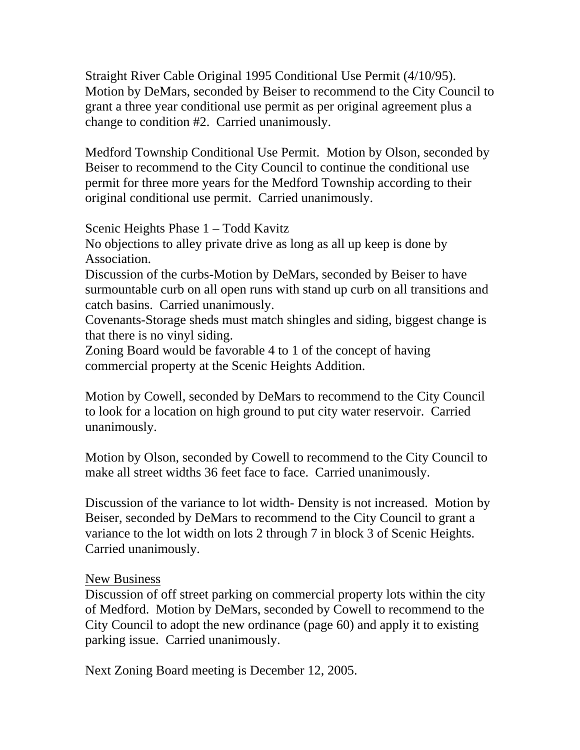Straight River Cable Original 1995 Conditional Use Permit (4/10/95). Motion by DeMars, seconded by Beiser to recommend to the City Council to grant a three year conditional use permit as per original agreement plus a change to condition #2. Carried unanimously.

Medford Township Conditional Use Permit. Motion by Olson, seconded by Beiser to recommend to the City Council to continue the conditional use permit for three more years for the Medford Township according to their original conditional use permit. Carried unanimously.

Scenic Heights Phase 1 – Todd Kavitz
No objections to alley private drive as long as all up keep is done by Association.
Discussion of the curbs-Motion by DeMars, seconded by Beiser to have surmountable curb on all open runs with stand up curb on all transitions and catch basins. Carried unanimously.
Covenants-Storage sheds must match shingles and siding, biggest change is that there is no vinyl siding.
Zoning Board would be favorable 4 to 1 of the concept of having commercial property at the Scenic Heights Addition.

Motion by Cowell, seconded by DeMars to recommend to the City Council to look for a location on high ground to put city water reservoir. Carried unanimously.

Motion by Olson, seconded by Cowell to recommend to the City Council to make all street widths 36 feet face to face. Carried unanimously.

Discussion of the variance to lot width- Density is not increased. Motion by Beiser, seconded by DeMars to recommend to the City Council to grant a variance to the lot width on lots 2 through 7 in block 3 of Scenic Heights. Carried unanimously.

New Business

Discussion of off street parking on commercial property lots within the city of Medford. Motion by DeMars, seconded by Cowell to recommend to the City Council to adopt the new ordinance (page 60) and apply it to existing parking issue. Carried unanimously.

Next Zoning Board meeting is December 12, 2005.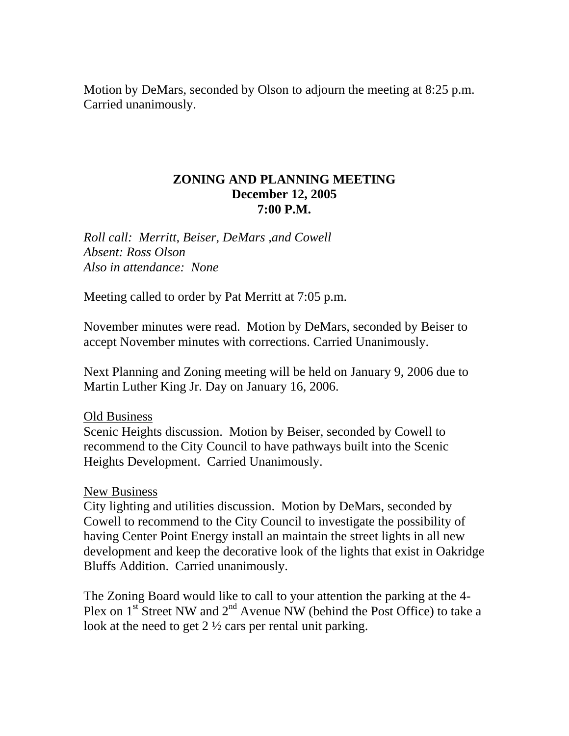Motion by DeMars, seconded by Olson to adjourn the meeting at 8:25 p.m. Carried unanimously.

## ZONING AND PLANNING MEETING
## December 12, 2005
## 7:00 P.M.

*Roll call: Merritt, Beiser, DeMars ,and Cowell*
*Absent: Ross Olson*
*Also in attendance: None*

Meeting called to order by Pat Merritt at 7:05 p.m.

November minutes were read. Motion by DeMars, seconded by Beiser to accept November minutes with corrections. Carried Unanimously.

Next Planning and Zoning meeting will be held on January 9, 2006 due to Martin Luther King Jr. Day on January 16, 2006.

<u>Old Business</u>
Scenic Heights discussion. Motion by Beiser, seconded by Cowell to recommend to the City Council to have pathways built into the Scenic Heights Development. Carried Unanimously.

<u>New Business</u>
City lighting and utilities discussion. Motion by DeMars, seconded by Cowell to recommend to the City Council to investigate the possibility of having Center Point Energy install an maintain the street lights in all new development and keep the decorative look of the lights that exist in Oakridge Bluffs Addition. Carried unanimously.

The Zoning Board would like to call to your attention the parking at the 4-Plex on 1st Street NW and 2nd Avenue NW (behind the Post Office) to take a look at the need to get 2 ½ cars per rental unit parking.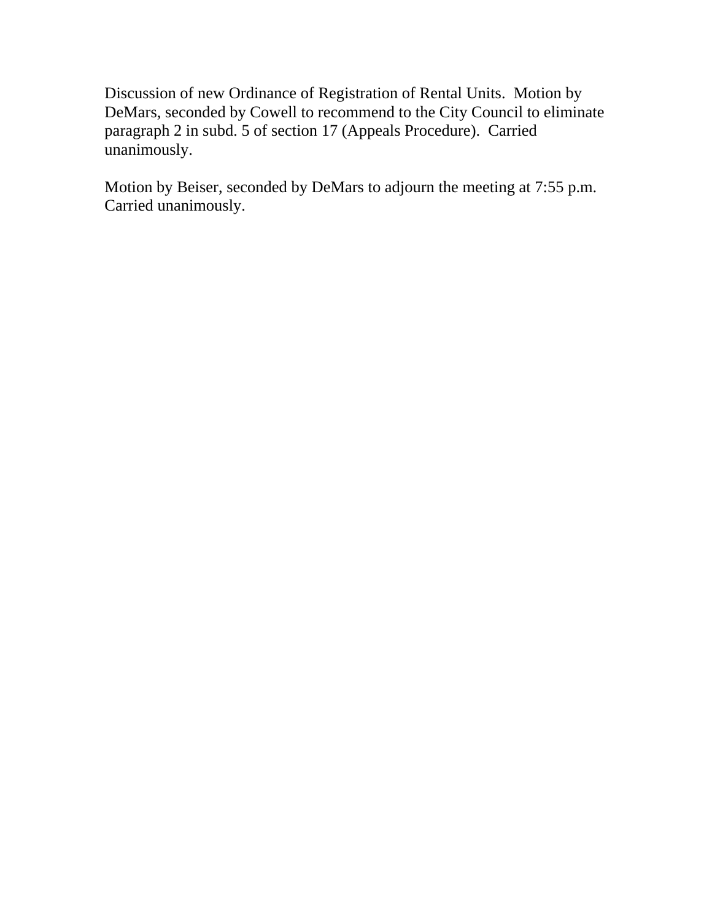Discussion of new Ordinance of Registration of Rental Units. Motion by DeMars, seconded by Cowell to recommend to the City Council to eliminate paragraph 2 in subd. 5 of section 17 (Appeals Procedure). Carried unanimously.

Motion by Beiser, seconded by DeMars to adjourn the meeting at 7:55 p.m. Carried unanimously.